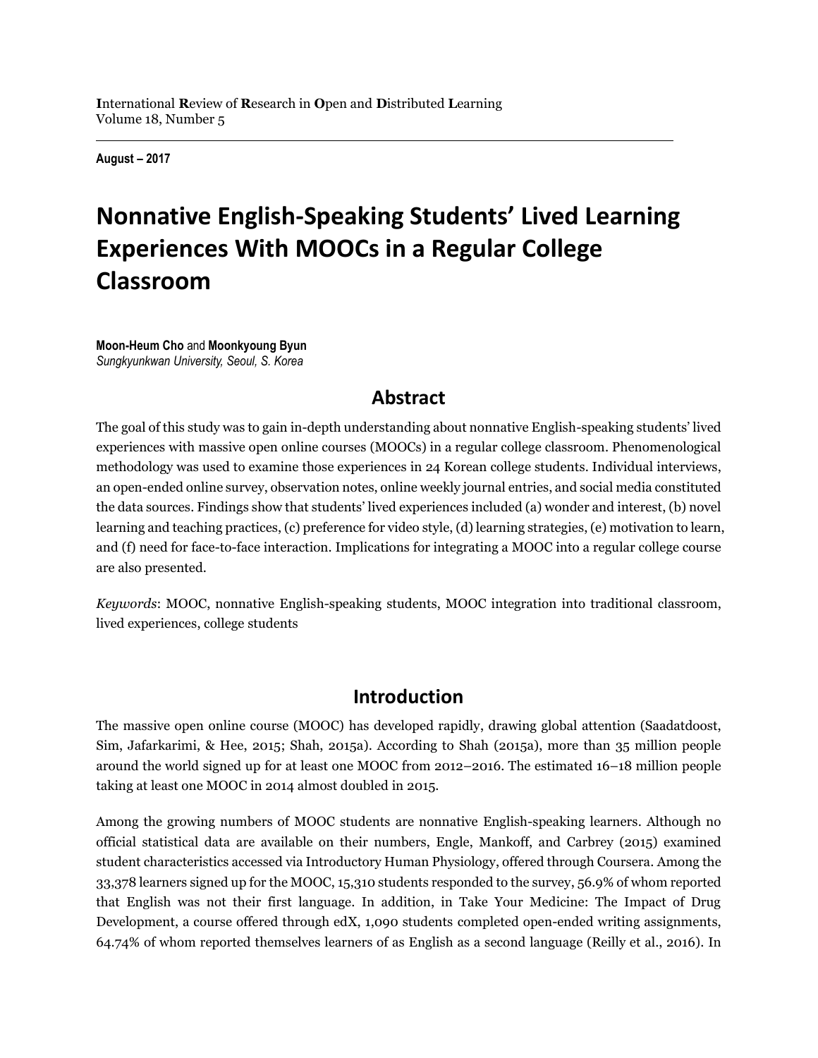**I**nternational **R**eview of **R**esearch in **O**pen and **D**istributed **L**earning
Volume 18, Number 5

**August – 2017**

# Nonnative English-Speaking Students' Lived Learning Experiences With MOOCs in a Regular College Classroom

**Moon-Heum Cho** and **Moonkyoung Byun**
*Sungkyunkwan University, Seoul, S. Korea*

## Abstract

The goal of this study was to gain in-depth understanding about nonnative English-speaking students' lived experiences with massive open online courses (MOOCs) in a regular college classroom. Phenomenological methodology was used to examine those experiences in 24 Korean college students. Individual interviews, an open-ended online survey, observation notes, online weekly journal entries, and social media constituted the data sources. Findings show that students' lived experiences included (a) wonder and interest, (b) novel learning and teaching practices, (c) preference for video style, (d) learning strategies, (e) motivation to learn, and (f) need for face-to-face interaction. Implications for integrating a MOOC into a regular college course are also presented.

*Keywords*: MOOC, nonnative English-speaking students, MOOC integration into traditional classroom, lived experiences, college students

## Introduction

The massive open online course (MOOC) has developed rapidly, drawing global attention (Saadatdoost, Sim, Jafarkarimi, & Hee, 2015; Shah, 2015a). According to Shah (2015a), more than 35 million people around the world signed up for at least one MOOC from 2012–2016. The estimated 16–18 million people taking at least one MOOC in 2014 almost doubled in 2015.

Among the growing numbers of MOOC students are nonnative English-speaking learners. Although no official statistical data are available on their numbers, Engle, Mankoff, and Carbrey (2015) examined student characteristics accessed via Introductory Human Physiology, offered through Coursera. Among the 33,378 learners signed up for the MOOC, 15,310 students responded to the survey, 56.9% of whom reported that English was not their first language. In addition, in Take Your Medicine: The Impact of Drug Development, a course offered through edX, 1,090 students completed open-ended writing assignments, 64.74% of whom reported themselves learners of as English as a second language (Reilly et al., 2016). In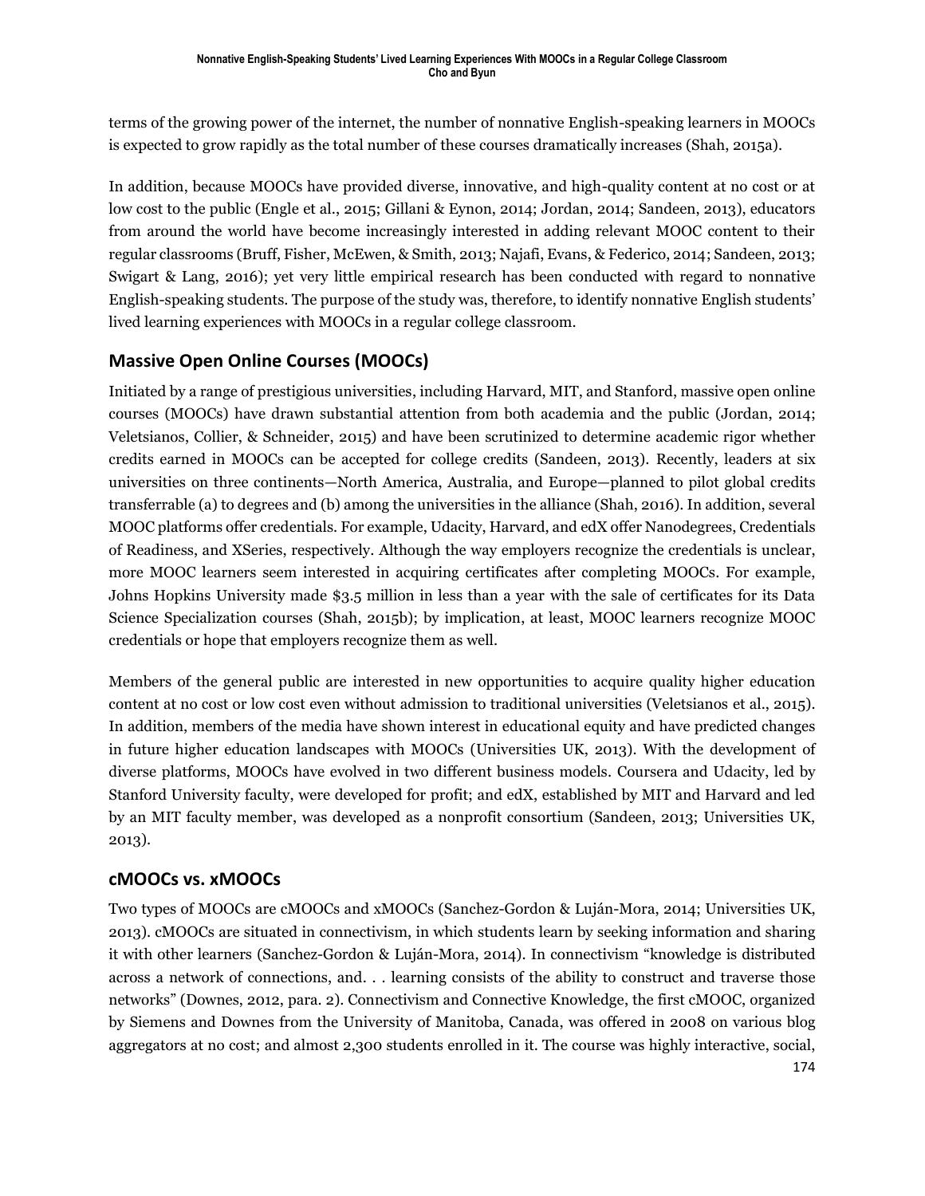terms of the growing power of the internet, the number of nonnative English-speaking learners in MOOCs is expected to grow rapidly as the total number of these courses dramatically increases (Shah, 2015a).

In addition, because MOOCs have provided diverse, innovative, and high-quality content at no cost or at low cost to the public (Engle et al., 2015; Gillani & Eynon, 2014; Jordan, 2014; Sandeen, 2013), educators from around the world have become increasingly interested in adding relevant MOOC content to their regular classrooms (Bruff, Fisher, McEwen, & Smith, 2013; Najafi, Evans, & Federico, 2014; Sandeen, 2013; Swigart & Lang, 2016); yet very little empirical research has been conducted with regard to nonnative English-speaking students. The purpose of the study was, therefore, to identify nonnative English students' lived learning experiences with MOOCs in a regular college classroom.

## Massive Open Online Courses (MOOCs)

Initiated by a range of prestigious universities, including Harvard, MIT, and Stanford, massive open online courses (MOOCs) have drawn substantial attention from both academia and the public (Jordan, 2014; Veletsianos, Collier, & Schneider, 2015) and have been scrutinized to determine academic rigor whether credits earned in MOOCs can be accepted for college credits (Sandeen, 2013). Recently, leaders at six universities on three continents—North America, Australia, and Europe—planned to pilot global credits transferrable (a) to degrees and (b) among the universities in the alliance (Shah, 2016). In addition, several MOOC platforms offer credentials. For example, Udacity, Harvard, and edX offer Nanodegrees, Credentials of Readiness, and XSeries, respectively. Although the way employers recognize the credentials is unclear, more MOOC learners seem interested in acquiring certificates after completing MOOCs. For example, Johns Hopkins University made $3.5 million in less than a year with the sale of certificates for its Data Science Specialization courses (Shah, 2015b); by implication, at least, MOOC learners recognize MOOC credentials or hope that employers recognize them as well.

Members of the general public are interested in new opportunities to acquire quality higher education content at no cost or low cost even without admission to traditional universities (Veletsianos et al., 2015). In addition, members of the media have shown interest in educational equity and have predicted changes in future higher education landscapes with MOOCs (Universities UK, 2013). With the development of diverse platforms, MOOCs have evolved in two different business models. Coursera and Udacity, led by Stanford University faculty, were developed for profit; and edX, established by MIT and Harvard and led by an MIT faculty member, was developed as a nonprofit consortium (Sandeen, 2013; Universities UK, 2013).

## cMOOCs vs. xMOOCs

Two types of MOOCs are cMOOCs and xMOOCs (Sanchez-Gordon & Luján-Mora, 2014; Universities UK, 2013). cMOOCs are situated in connectivism, in which students learn by seeking information and sharing it with other learners (Sanchez-Gordon & Luján-Mora, 2014). In connectivism "knowledge is distributed across a network of connections, and. . . learning consists of the ability to construct and traverse those networks" (Downes, 2012, para. 2). Connectivism and Connective Knowledge, the first cMOOC, organized by Siemens and Downes from the University of Manitoba, Canada, was offered in 2008 on various blog aggregators at no cost; and almost 2,300 students enrolled in it. The course was highly interactive, social,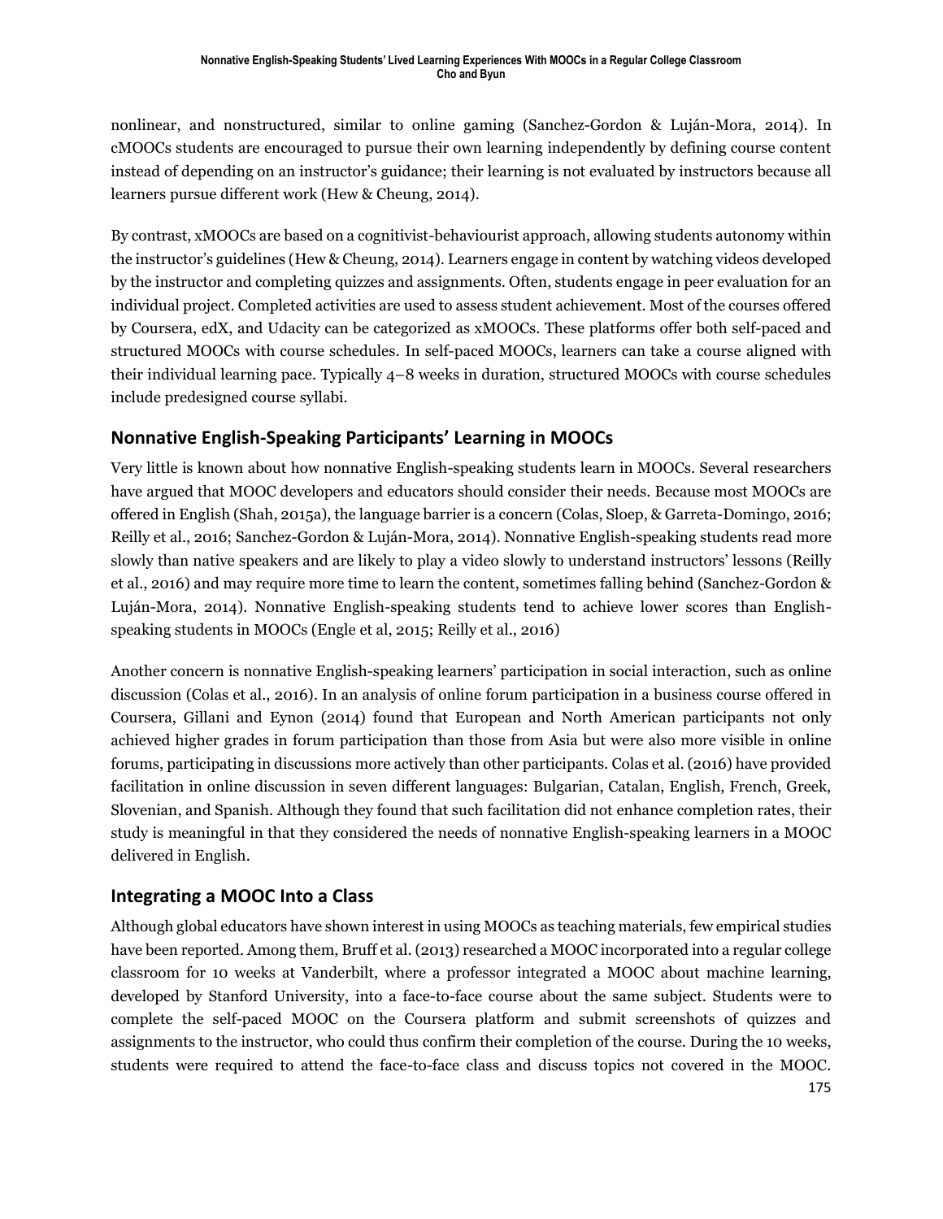nonlinear, and nonstructured, similar to online gaming (Sanchez-Gordon & Luján-Mora, 2014). In cMOOCs students are encouraged to pursue their own learning independently by defining course content instead of depending on an instructor's guidance; their learning is not evaluated by instructors because all learners pursue different work (Hew & Cheung, 2014).

By contrast, xMOOCs are based on a cognitivist-behaviourist approach, allowing students autonomy within the instructor's guidelines (Hew & Cheung, 2014). Learners engage in content by watching videos developed by the instructor and completing quizzes and assignments. Often, students engage in peer evaluation for an individual project. Completed activities are used to assess student achievement. Most of the courses offered by Coursera, edX, and Udacity can be categorized as xMOOCs. These platforms offer both self-paced and structured MOOCs with course schedules. In self-paced MOOCs, learners can take a course aligned with their individual learning pace. Typically 4–8 weeks in duration, structured MOOCs with course schedules include predesigned course syllabi.

## Nonnative English-Speaking Participants' Learning in MOOCs

Very little is known about how nonnative English-speaking students learn in MOOCs. Several researchers have argued that MOOC developers and educators should consider their needs. Because most MOOCs are offered in English (Shah, 2015a), the language barrier is a concern (Colas, Sloep, & Garreta-Domingo, 2016; Reilly et al., 2016; Sanchez-Gordon & Luján-Mora, 2014). Nonnative English-speaking students read more slowly than native speakers and are likely to play a video slowly to understand instructors' lessons (Reilly et al., 2016) and may require more time to learn the content, sometimes falling behind (Sanchez-Gordon & Luján-Mora, 2014). Nonnative English-speaking students tend to achieve lower scores than English-speaking students in MOOCs (Engle et al, 2015; Reilly et al., 2016)

Another concern is nonnative English-speaking learners' participation in social interaction, such as online discussion (Colas et al., 2016). In an analysis of online forum participation in a business course offered in Coursera, Gillani and Eynon (2014) found that European and North American participants not only achieved higher grades in forum participation than those from Asia but were also more visible in online forums, participating in discussions more actively than other participants. Colas et al. (2016) have provided facilitation in online discussion in seven different languages: Bulgarian, Catalan, English, French, Greek, Slovenian, and Spanish. Although they found that such facilitation did not enhance completion rates, their study is meaningful in that they considered the needs of nonnative English-speaking learners in a MOOC delivered in English.

## Integrating a MOOC Into a Class

Although global educators have shown interest in using MOOCs as teaching materials, few empirical studies have been reported. Among them, Bruff et al. (2013) researched a MOOC incorporated into a regular college classroom for 10 weeks at Vanderbilt, where a professor integrated a MOOC about machine learning, developed by Stanford University, into a face-to-face course about the same subject. Students were to complete the self-paced MOOC on the Coursera platform and submit screenshots of quizzes and assignments to the instructor, who could thus confirm their completion of the course. During the 10 weeks, students were required to attend the face-to-face class and discuss topics not covered in the MOOC.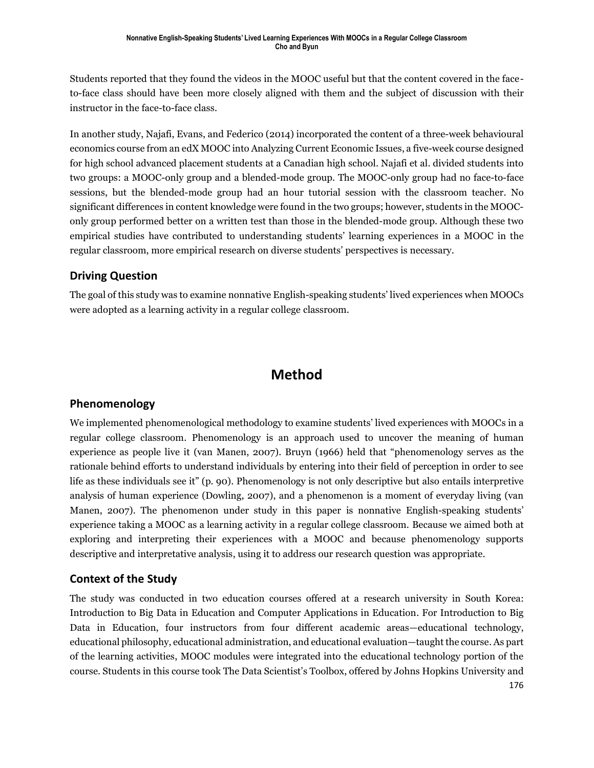Students reported that they found the videos in the MOOC useful but that the content covered in the face-to-face class should have been more closely aligned with them and the subject of discussion with their instructor in the face-to-face class.

In another study, Najafi, Evans, and Federico (2014) incorporated the content of a three-week behavioural economics course from an edX MOOC into Analyzing Current Economic Issues, a five-week course designed for high school advanced placement students at a Canadian high school. Najafi et al. divided students into two groups: a MOOC-only group and a blended-mode group. The MOOC-only group had no face-to-face sessions, but the blended-mode group had an hour tutorial session with the classroom teacher. No significant differences in content knowledge were found in the two groups; however, students in the MOOC-only group performed better on a written test than those in the blended-mode group. Although these two empirical studies have contributed to understanding students' learning experiences in a MOOC in the regular classroom, more empirical research on diverse students' perspectives is necessary.

## Driving Question

The goal of this study was to examine nonnative English-speaking students' lived experiences when MOOCs were adopted as a learning activity in a regular college classroom.

# Method

## Phenomenology

We implemented phenomenological methodology to examine students' lived experiences with MOOCs in a regular college classroom. Phenomenology is an approach used to uncover the meaning of human experience as people live it (van Manen, 2007). Bruyn (1966) held that "phenomenology serves as the rationale behind efforts to understand individuals by entering into their field of perception in order to see life as these individuals see it" (p. 90). Phenomenology is not only descriptive but also entails interpretive analysis of human experience (Dowling, 2007), and a phenomenon is a moment of everyday living (van Manen, 2007). The phenomenon under study in this paper is nonnative English-speaking students' experience taking a MOOC as a learning activity in a regular college classroom. Because we aimed both at exploring and interpreting their experiences with a MOOC and because phenomenology supports descriptive and interpretative analysis, using it to address our research question was appropriate.

## Context of the Study

The study was conducted in two education courses offered at a research university in South Korea: Introduction to Big Data in Education and Computer Applications in Education. For Introduction to Big Data in Education, four instructors from four different academic areas—educational technology, educational philosophy, educational administration, and educational evaluation—taught the course. As part of the learning activities, MOOC modules were integrated into the educational technology portion of the course. Students in this course took The Data Scientist's Toolbox, offered by Johns Hopkins University and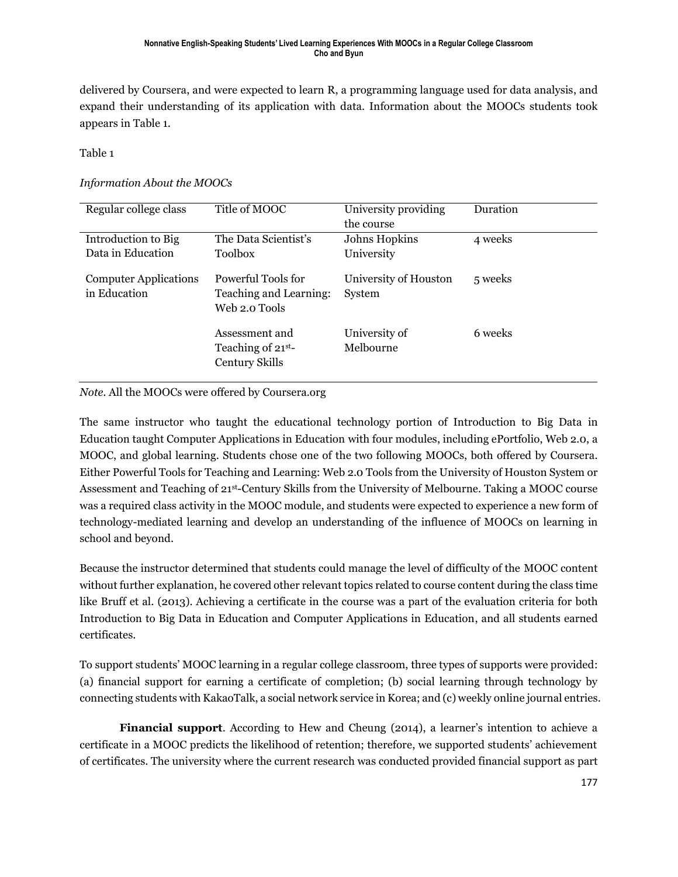delivered by Coursera, and were expected to learn R, a programming language used for data analysis, and expand their understanding of its application with data. Information about the MOOCs students took appears in Table 1.

Table 1

*Information About the MOOCs*

| Regular college class | Title of MOOC | University providing the course | Duration |
|---|---|---|---|
| Introduction to Big Data in Education | The Data Scientist's Toolbox | Johns Hopkins University | 4 weeks |
| Computer Applications in Education | Powerful Tools for Teaching and Learning: Web 2.0 Tools | University of Houston System | 5 weeks |
| | Assessment and Teaching of 21st-Century Skills | University of Melbourne | 6 weeks |

*Note*. All the MOOCs were offered by Coursera.org

The same instructor who taught the educational technology portion of Introduction to Big Data in Education taught Computer Applications in Education with four modules, including ePortfolio, Web 2.0, a MOOC, and global learning. Students chose one of the two following MOOCs, both offered by Coursera. Either Powerful Tools for Teaching and Learning: Web 2.0 Tools from the University of Houston System or Assessment and Teaching of 21st-Century Skills from the University of Melbourne. Taking a MOOC course was a required class activity in the MOOC module, and students were expected to experience a new form of technology-mediated learning and develop an understanding of the influence of MOOCs on learning in school and beyond.

Because the instructor determined that students could manage the level of difficulty of the MOOC content without further explanation, he covered other relevant topics related to course content during the class time like Bruff et al. (2013). Achieving a certificate in the course was a part of the evaluation criteria for both Introduction to Big Data in Education and Computer Applications in Education, and all students earned certificates.

To support students' MOOC learning in a regular college classroom, three types of supports were provided: (a) financial support for earning a certificate of completion; (b) social learning through technology by connecting students with KakaoTalk, a social network service in Korea; and (c) weekly online journal entries.

**Financial support**. According to Hew and Cheung (2014), a learner's intention to achieve a certificate in a MOOC predicts the likelihood of retention; therefore, we supported students' achievement of certificates. The university where the current research was conducted provided financial support as part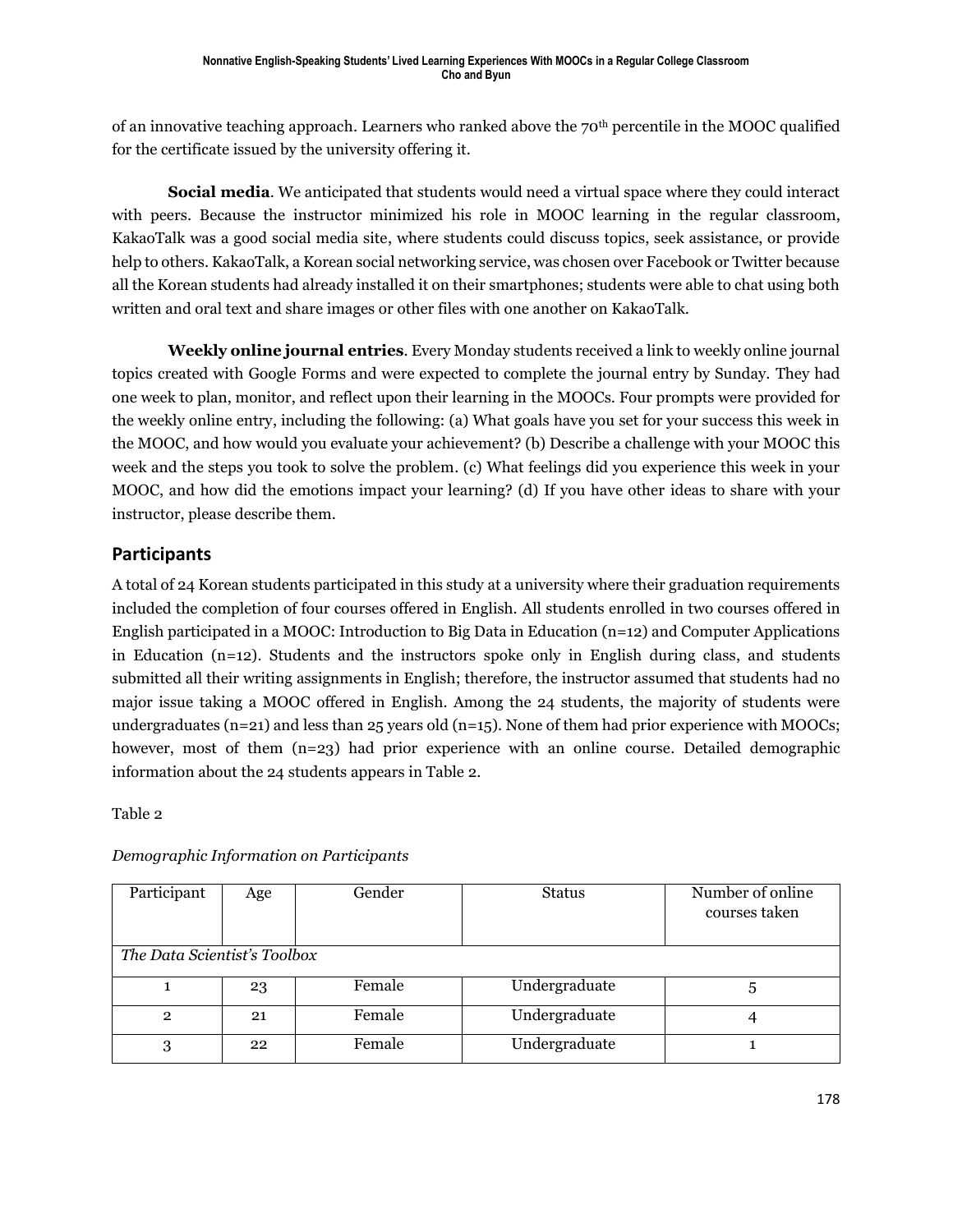of an innovative teaching approach. Learners who ranked above the 70th percentile in the MOOC qualified for the certificate issued by the university offering it.

**Social media**. We anticipated that students would need a virtual space where they could interact with peers. Because the instructor minimized his role in MOOC learning in the regular classroom, KakaoTalk was a good social media site, where students could discuss topics, seek assistance, or provide help to others. KakaoTalk, a Korean social networking service, was chosen over Facebook or Twitter because all the Korean students had already installed it on their smartphones; students were able to chat using both written and oral text and share images or other files with one another on KakaoTalk.

**Weekly online journal entries**. Every Monday students received a link to weekly online journal topics created with Google Forms and were expected to complete the journal entry by Sunday. They had one week to plan, monitor, and reflect upon their learning in the MOOCs. Four prompts were provided for the weekly online entry, including the following: (a) What goals have you set for your success this week in the MOOC, and how would you evaluate your achievement? (b) Describe a challenge with your MOOC this week and the steps you took to solve the problem. (c) What feelings did you experience this week in your MOOC, and how did the emotions impact your learning? (d) If you have other ideas to share with your instructor, please describe them.

## Participants

A total of 24 Korean students participated in this study at a university where their graduation requirements included the completion of four courses offered in English. All students enrolled in two courses offered in English participated in a MOOC: Introduction to Big Data in Education (n=12) and Computer Applications in Education (n=12). Students and the instructors spoke only in English during class, and students submitted all their writing assignments in English; therefore, the instructor assumed that students had no major issue taking a MOOC offered in English. Among the 24 students, the majority of students were undergraduates (n=21) and less than 25 years old (n=15). None of them had prior experience with MOOCs; however, most of them (n=23) had prior experience with an online course. Detailed demographic information about the 24 students appears in Table 2.

Table 2

*Demographic Information on Participants*

| Participant | Age | Gender | Status | Number of online courses taken |
|---|---|---|---|---|
| *The Data Scientist's Toolbox* | | | | |
| 1 | 23 | Female | Undergraduate | 5 |
| 2 | 21 | Female | Undergraduate | 4 |
| 3 | 22 | Female | Undergraduate | 1 |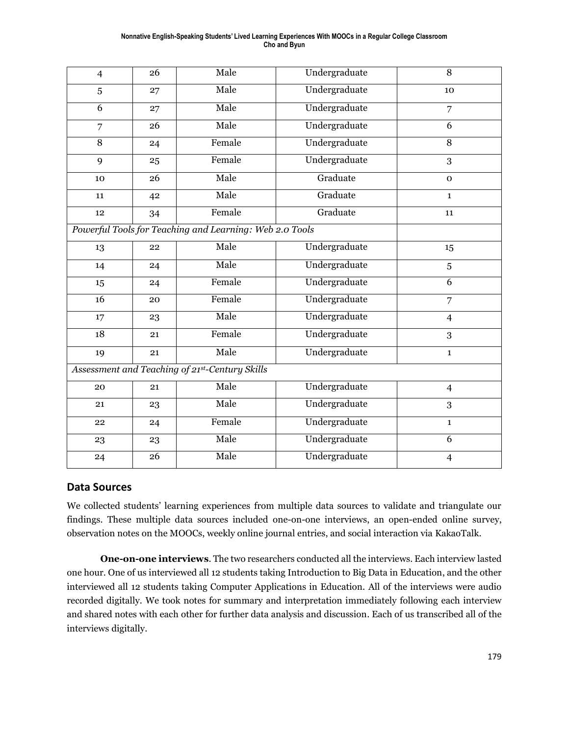| 4 | 26 | Male | Undergraduate | 8 |
|---|---|---|---|---|
| 5 | 27 | Male | Undergraduate | 10 |
| 6 | 27 | Male | Undergraduate | 7 |
| 7 | 26 | Male | Undergraduate | 6 |
| 8 | 24 | Female | Undergraduate | 8 |
| 9 | 25 | Female | Undergraduate | 3 |
| 10 | 26 | Male | Graduate | 0 |
| 11 | 42 | Male | Graduate | 1 |
| 12 | 34 | Female | Graduate | 11 |
| *Powerful Tools for Teaching and Learning: Web 2.0 Tools* | | | | |
| 13 | 22 | Male | Undergraduate | 15 |
| 14 | 24 | Male | Undergraduate | 5 |
| 15 | 24 | Female | Undergraduate | 6 |
| 16 | 20 | Female | Undergraduate | 7 |
| 17 | 23 | Male | Undergraduate | 4 |
| 18 | 21 | Female | Undergraduate | 3 |
| 19 | 21 | Male | Undergraduate | 1 |
| *Assessment and Teaching of 21st-Century Skills* | | | | |
| 20 | 21 | Male | Undergraduate | 4 |
| 21 | 23 | Male | Undergraduate | 3 |
| 22 | 24 | Female | Undergraduate | 1 |
| 23 | 23 | Male | Undergraduate | 6 |
| 24 | 26 | Male | Undergraduate | 4 |

## Data Sources

We collected students' learning experiences from multiple data sources to validate and triangulate our findings. These multiple data sources included one-on-one interviews, an open-ended online survey, observation notes on the MOOCs, weekly online journal entries, and social interaction via KakaoTalk.

**One-on-one interviews**. The two researchers conducted all the interviews. Each interview lasted one hour. One of us interviewed all 12 students taking Introduction to Big Data in Education, and the other interviewed all 12 students taking Computer Applications in Education. All of the interviews were audio recorded digitally. We took notes for summary and interpretation immediately following each interview and shared notes with each other for further data analysis and discussion. Each of us transcribed all of the interviews digitally.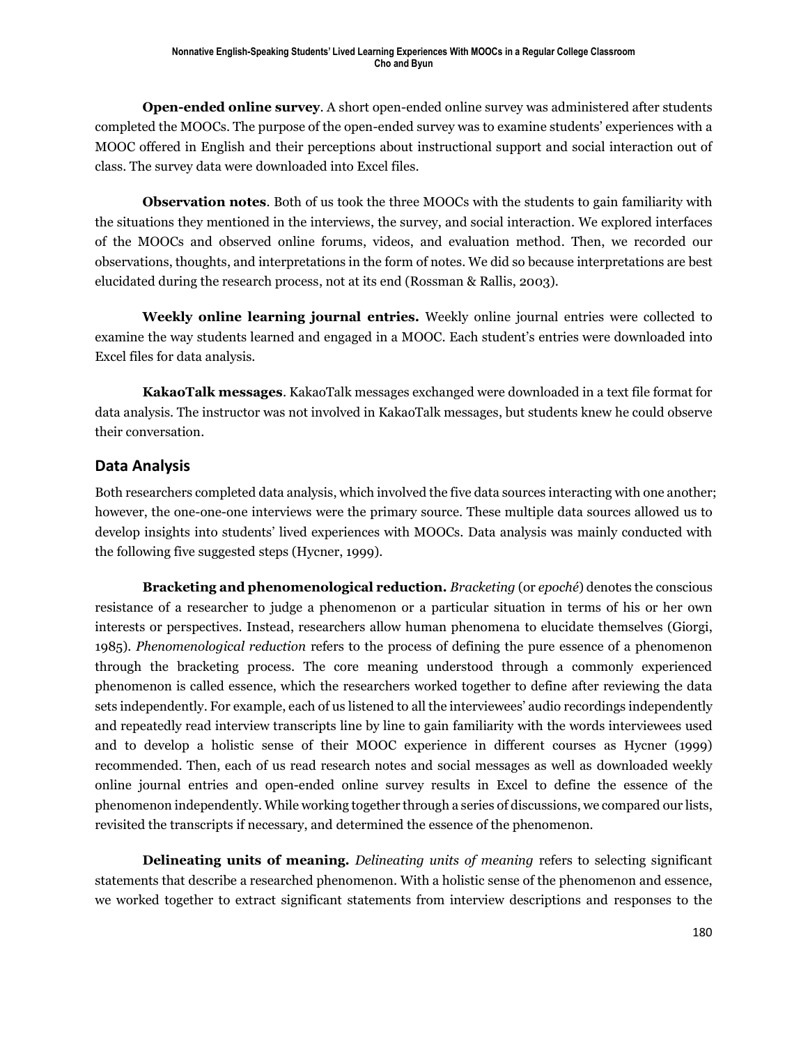**Open-ended online survey**. A short open-ended online survey was administered after students completed the MOOCs. The purpose of the open-ended survey was to examine students' experiences with a MOOC offered in English and their perceptions about instructional support and social interaction out of class. The survey data were downloaded into Excel files.

**Observation notes**. Both of us took the three MOOCs with the students to gain familiarity with the situations they mentioned in the interviews, the survey, and social interaction. We explored interfaces of the MOOCs and observed online forums, videos, and evaluation method. Then, we recorded our observations, thoughts, and interpretations in the form of notes. We did so because interpretations are best elucidated during the research process, not at its end (Rossman & Rallis, 2003).

**Weekly online learning journal entries.** Weekly online journal entries were collected to examine the way students learned and engaged in a MOOC. Each student's entries were downloaded into Excel files for data analysis.

**KakaoTalk messages**. KakaoTalk messages exchanged were downloaded in a text file format for data analysis. The instructor was not involved in KakaoTalk messages, but students knew he could observe their conversation.

## Data Analysis

Both researchers completed data analysis, which involved the five data sources interacting with one another; however, the one-one-one interviews were the primary source. These multiple data sources allowed us to develop insights into students' lived experiences with MOOCs. Data analysis was mainly conducted with the following five suggested steps (Hycner, 1999).

**Bracketing and phenomenological reduction.** *Bracketing* (or *epoché*) denotes the conscious resistance of a researcher to judge a phenomenon or a particular situation in terms of his or her own interests or perspectives. Instead, researchers allow human phenomena to elucidate themselves (Giorgi, 1985). *Phenomenological reduction* refers to the process of defining the pure essence of a phenomenon through the bracketing process. The core meaning understood through a commonly experienced phenomenon is called essence, which the researchers worked together to define after reviewing the data sets independently. For example, each of us listened to all the interviewees' audio recordings independently and repeatedly read interview transcripts line by line to gain familiarity with the words interviewees used and to develop a holistic sense of their MOOC experience in different courses as Hycner (1999) recommended. Then, each of us read research notes and social messages as well as downloaded weekly online journal entries and open-ended online survey results in Excel to define the essence of the phenomenon independently. While working together through a series of discussions, we compared our lists, revisited the transcripts if necessary, and determined the essence of the phenomenon.

**Delineating units of meaning.** *Delineating units of meaning* refers to selecting significant statements that describe a researched phenomenon. With a holistic sense of the phenomenon and essence, we worked together to extract significant statements from interview descriptions and responses to the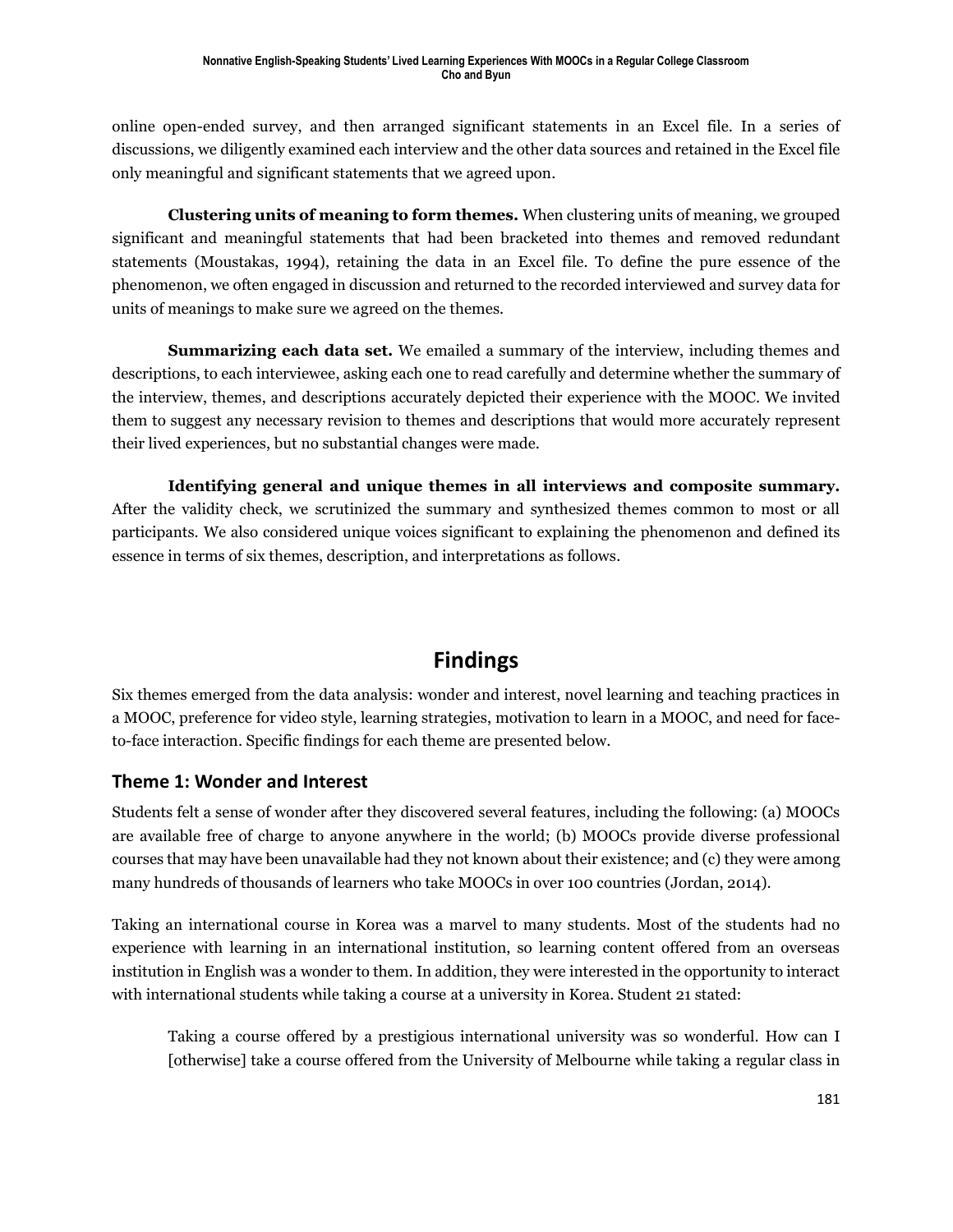online open-ended survey, and then arranged significant statements in an Excel file. In a series of discussions, we diligently examined each interview and the other data sources and retained in the Excel file only meaningful and significant statements that we agreed upon.

**Clustering units of meaning to form themes.** When clustering units of meaning, we grouped significant and meaningful statements that had been bracketed into themes and removed redundant statements (Moustakas, 1994), retaining the data in an Excel file. To define the pure essence of the phenomenon, we often engaged in discussion and returned to the recorded interviewed and survey data for units of meanings to make sure we agreed on the themes.

**Summarizing each data set.** We emailed a summary of the interview, including themes and descriptions, to each interviewee, asking each one to read carefully and determine whether the summary of the interview, themes, and descriptions accurately depicted their experience with the MOOC. We invited them to suggest any necessary revision to themes and descriptions that would more accurately represent their lived experiences, but no substantial changes were made.

**Identifying general and unique themes in all interviews and composite summary.** After the validity check, we scrutinized the summary and synthesized themes common to most or all participants. We also considered unique voices significant to explaining the phenomenon and defined its essence in terms of six themes, description, and interpretations as follows.

# Findings

Six themes emerged from the data analysis: wonder and interest, novel learning and teaching practices in a MOOC, preference for video style, learning strategies, motivation to learn in a MOOC, and need for face-to-face interaction. Specific findings for each theme are presented below.

## Theme 1: Wonder and Interest

Students felt a sense of wonder after they discovered several features, including the following: (a) MOOCs are available free of charge to anyone anywhere in the world; (b) MOOCs provide diverse professional courses that may have been unavailable had they not known about their existence; and (c) they were among many hundreds of thousands of learners who take MOOCs in over 100 countries (Jordan, 2014).

Taking an international course in Korea was a marvel to many students. Most of the students had no experience with learning in an international institution, so learning content offered from an overseas institution in English was a wonder to them. In addition, they were interested in the opportunity to interact with international students while taking a course at a university in Korea. Student 21 stated:

> Taking a course offered by a prestigious international university was so wonderful. How can I [otherwise] take a course offered from the University of Melbourne while taking a regular class in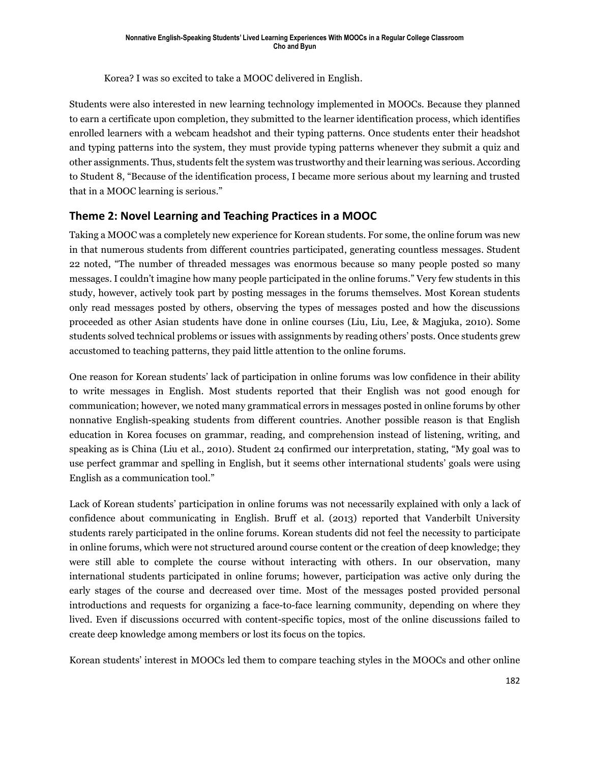Korea? I was so excited to take a MOOC delivered in English.

Students were also interested in new learning technology implemented in MOOCs. Because they planned to earn a certificate upon completion, they submitted to the learner identification process, which identifies enrolled learners with a webcam headshot and their typing patterns. Once students enter their headshot and typing patterns into the system, they must provide typing patterns whenever they submit a quiz and other assignments. Thus, students felt the system was trustworthy and their learning was serious. According to Student 8, "Because of the identification process, I became more serious about my learning and trusted that in a MOOC learning is serious."

## Theme 2: Novel Learning and Teaching Practices in a MOOC

Taking a MOOC was a completely new experience for Korean students. For some, the online forum was new in that numerous students from different countries participated, generating countless messages. Student 22 noted, "The number of threaded messages was enormous because so many people posted so many messages. I couldn't imagine how many people participated in the online forums." Very few students in this study, however, actively took part by posting messages in the forums themselves. Most Korean students only read messages posted by others, observing the types of messages posted and how the discussions proceeded as other Asian students have done in online courses (Liu, Liu, Lee, & Magjuka, 2010). Some students solved technical problems or issues with assignments by reading others' posts. Once students grew accustomed to teaching patterns, they paid little attention to the online forums.

One reason for Korean students' lack of participation in online forums was low confidence in their ability to write messages in English. Most students reported that their English was not good enough for communication; however, we noted many grammatical errors in messages posted in online forums by other nonnative English-speaking students from different countries. Another possible reason is that English education in Korea focuses on grammar, reading, and comprehension instead of listening, writing, and speaking as is China (Liu et al., 2010). Student 24 confirmed our interpretation, stating, "My goal was to use perfect grammar and spelling in English, but it seems other international students' goals were using English as a communication tool."

Lack of Korean students' participation in online forums was not necessarily explained with only a lack of confidence about communicating in English. Bruff et al. (2013) reported that Vanderbilt University students rarely participated in the online forums. Korean students did not feel the necessity to participate in online forums, which were not structured around course content or the creation of deep knowledge; they were still able to complete the course without interacting with others. In our observation, many international students participated in online forums; however, participation was active only during the early stages of the course and decreased over time. Most of the messages posted provided personal introductions and requests for organizing a face-to-face learning community, depending on where they lived. Even if discussions occurred with content-specific topics, most of the online discussions failed to create deep knowledge among members or lost its focus on the topics.

Korean students' interest in MOOCs led them to compare teaching styles in the MOOCs and other online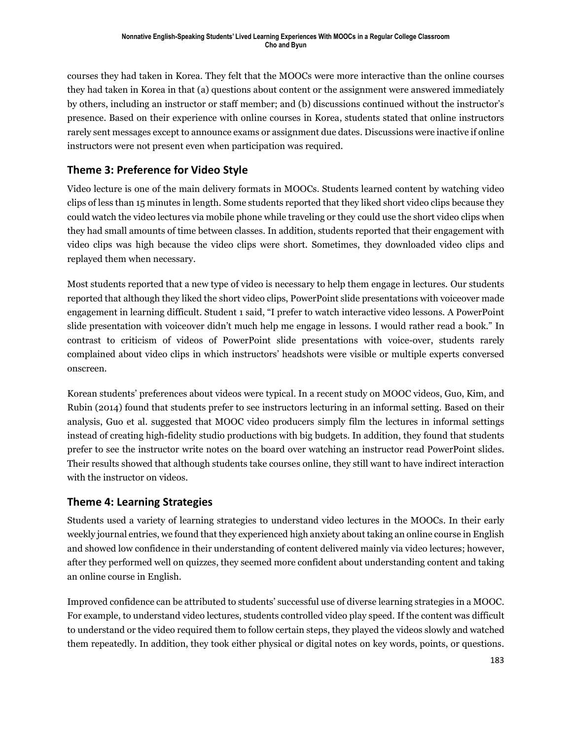courses they had taken in Korea. They felt that the MOOCs were more interactive than the online courses they had taken in Korea in that (a) questions about content or the assignment were answered immediately by others, including an instructor or staff member; and (b) discussions continued without the instructor's presence. Based on their experience with online courses in Korea, students stated that online instructors rarely sent messages except to announce exams or assignment due dates. Discussions were inactive if online instructors were not present even when participation was required.

## Theme 3: Preference for Video Style

Video lecture is one of the main delivery formats in MOOCs. Students learned content by watching video clips of less than 15 minutes in length. Some students reported that they liked short video clips because they could watch the video lectures via mobile phone while traveling or they could use the short video clips when they had small amounts of time between classes. In addition, students reported that their engagement with video clips was high because the video clips were short. Sometimes, they downloaded video clips and replayed them when necessary.

Most students reported that a new type of video is necessary to help them engage in lectures. Our students reported that although they liked the short video clips, PowerPoint slide presentations with voiceover made engagement in learning difficult. Student 1 said, "I prefer to watch interactive video lessons. A PowerPoint slide presentation with voiceover didn't much help me engage in lessons. I would rather read a book." In contrast to criticism of videos of PowerPoint slide presentations with voice-over, students rarely complained about video clips in which instructors' headshots were visible or multiple experts conversed onscreen.

Korean students' preferences about videos were typical. In a recent study on MOOC videos, Guo, Kim, and Rubin (2014) found that students prefer to see instructors lecturing in an informal setting. Based on their analysis, Guo et al. suggested that MOOC video producers simply film the lectures in informal settings instead of creating high-fidelity studio productions with big budgets. In addition, they found that students prefer to see the instructor write notes on the board over watching an instructor read PowerPoint slides. Their results showed that although students take courses online, they still want to have indirect interaction with the instructor on videos.

## Theme 4: Learning Strategies

Students used a variety of learning strategies to understand video lectures in the MOOCs. In their early weekly journal entries, we found that they experienced high anxiety about taking an online course in English and showed low confidence in their understanding of content delivered mainly via video lectures; however, after they performed well on quizzes, they seemed more confident about understanding content and taking an online course in English.

Improved confidence can be attributed to students' successful use of diverse learning strategies in a MOOC. For example, to understand video lectures, students controlled video play speed. If the content was difficult to understand or the video required them to follow certain steps, they played the videos slowly and watched them repeatedly. In addition, they took either physical or digital notes on key words, points, or questions.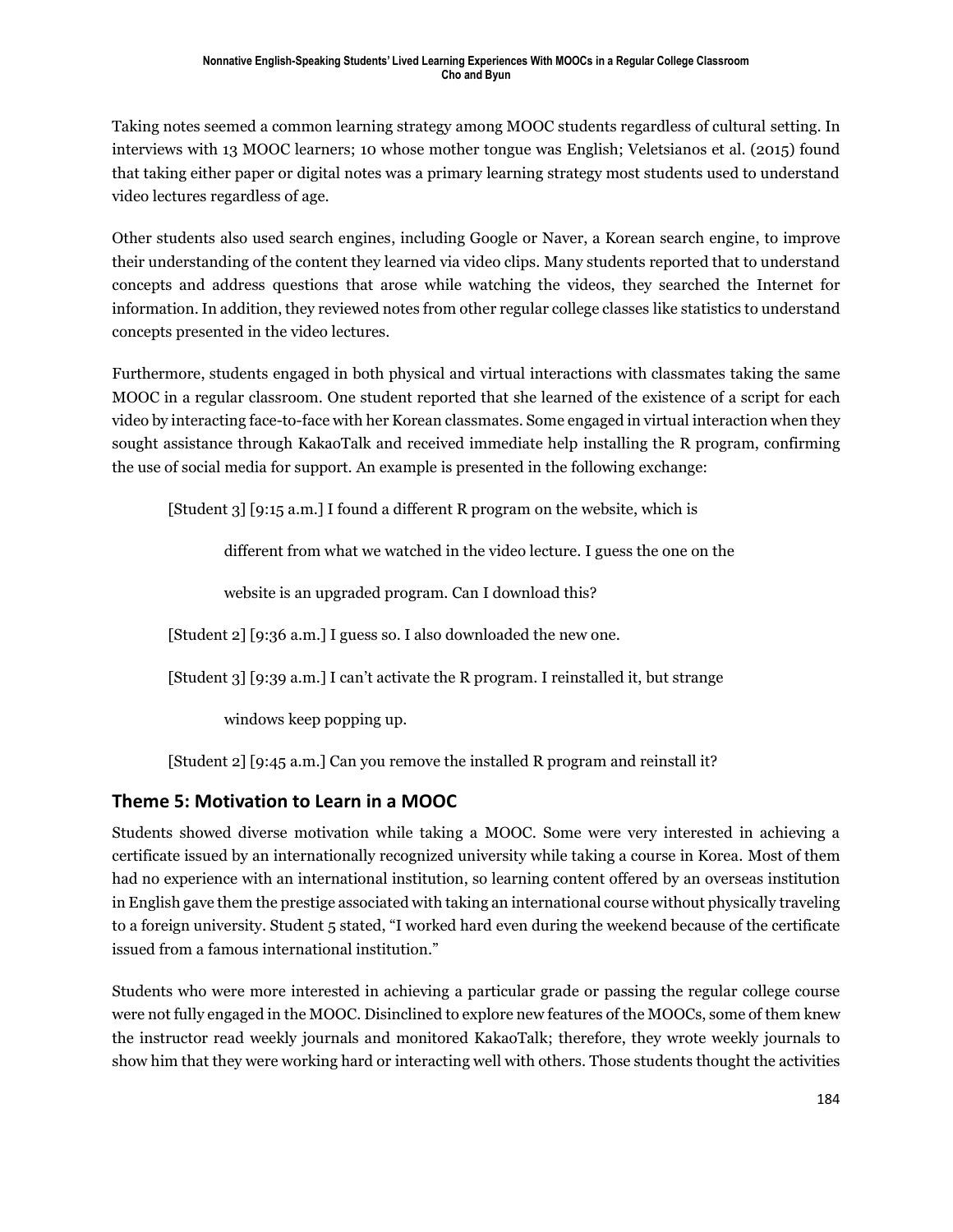Taking notes seemed a common learning strategy among MOOC students regardless of cultural setting. In interviews with 13 MOOC learners; 10 whose mother tongue was English; Veletsianos et al. (2015) found that taking either paper or digital notes was a primary learning strategy most students used to understand video lectures regardless of age.

Other students also used search engines, including Google or Naver, a Korean search engine, to improve their understanding of the content they learned via video clips. Many students reported that to understand concepts and address questions that arose while watching the videos, they searched the Internet for information. In addition, they reviewed notes from other regular college classes like statistics to understand concepts presented in the video lectures.

Furthermore, students engaged in both physical and virtual interactions with classmates taking the same MOOC in a regular classroom. One student reported that she learned of the existence of a script for each video by interacting face-to-face with her Korean classmates. Some engaged in virtual interaction when they sought assistance through KakaoTalk and received immediate help installing the R program, confirming the use of social media for support. An example is presented in the following exchange:

> [Student 3] [9:15 a.m.] I found a different R program on the website, which is different from what we watched in the video lecture. I guess the one on the website is an upgraded program. Can I download this?
>
> [Student 2] [9:36 a.m.] I guess so. I also downloaded the new one.
>
> [Student 3] [9:39 a.m.] I can't activate the R program. I reinstalled it, but strange windows keep popping up.
>
> [Student 2] [9:45 a.m.] Can you remove the installed R program and reinstall it?

## Theme 5: Motivation to Learn in a MOOC

Students showed diverse motivation while taking a MOOC. Some were very interested in achieving a certificate issued by an internationally recognized university while taking a course in Korea. Most of them had no experience with an international institution, so learning content offered by an overseas institution in English gave them the prestige associated with taking an international course without physically traveling to a foreign university. Student 5 stated, "I worked hard even during the weekend because of the certificate issued from a famous international institution."

Students who were more interested in achieving a particular grade or passing the regular college course were not fully engaged in the MOOC. Disinclined to explore new features of the MOOCs, some of them knew the instructor read weekly journals and monitored KakaoTalk; therefore, they wrote weekly journals to show him that they were working hard or interacting well with others. Those students thought the activities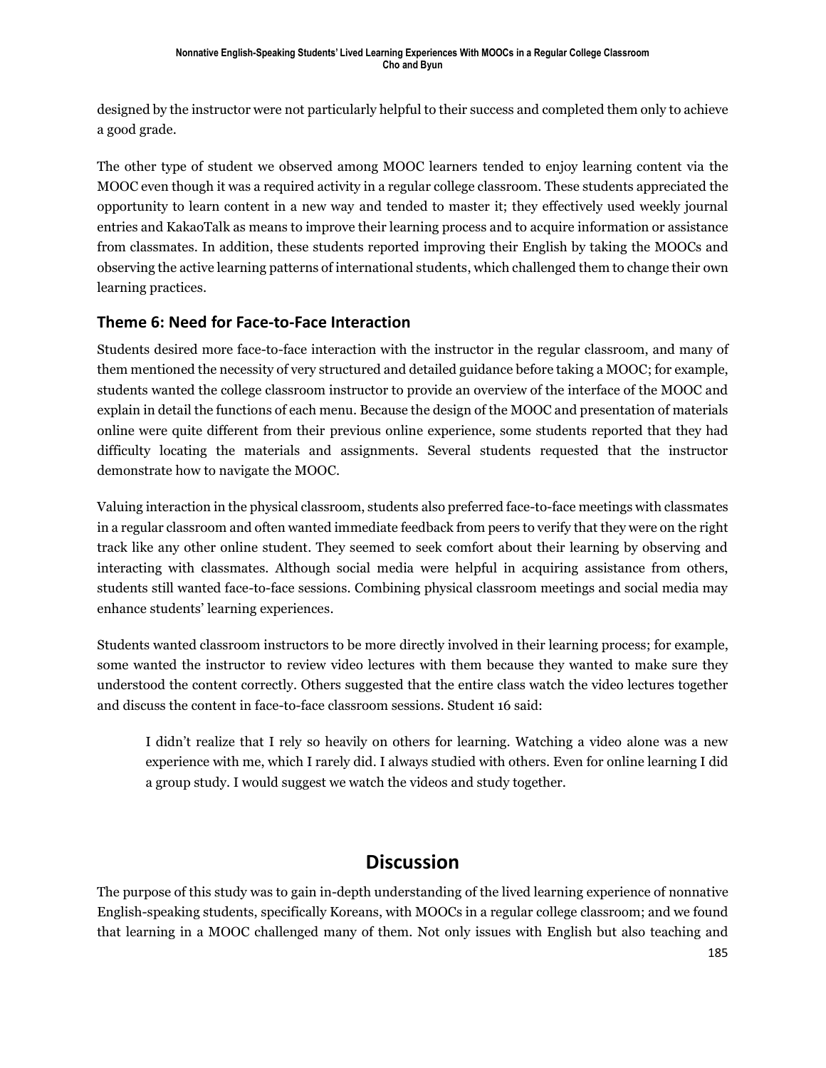designed by the instructor were not particularly helpful to their success and completed them only to achieve a good grade.

The other type of student we observed among MOOC learners tended to enjoy learning content via the MOOC even though it was a required activity in a regular college classroom. These students appreciated the opportunity to learn content in a new way and tended to master it; they effectively used weekly journal entries and KakaoTalk as means to improve their learning process and to acquire information or assistance from classmates. In addition, these students reported improving their English by taking the MOOCs and observing the active learning patterns of international students, which challenged them to change their own learning practices.

### Theme 6: Need for Face-to-Face Interaction

Students desired more face-to-face interaction with the instructor in the regular classroom, and many of them mentioned the necessity of very structured and detailed guidance before taking a MOOC; for example, students wanted the college classroom instructor to provide an overview of the interface of the MOOC and explain in detail the functions of each menu. Because the design of the MOOC and presentation of materials online were quite different from their previous online experience, some students reported that they had difficulty locating the materials and assignments. Several students requested that the instructor demonstrate how to navigate the MOOC.

Valuing interaction in the physical classroom, students also preferred face-to-face meetings with classmates in a regular classroom and often wanted immediate feedback from peers to verify that they were on the right track like any other online student. They seemed to seek comfort about their learning by observing and interacting with classmates. Although social media were helpful in acquiring assistance from others, students still wanted face-to-face sessions. Combining physical classroom meetings and social media may enhance students' learning experiences.

Students wanted classroom instructors to be more directly involved in their learning process; for example, some wanted the instructor to review video lectures with them because they wanted to make sure they understood the content correctly. Others suggested that the entire class watch the video lectures together and discuss the content in face-to-face classroom sessions. Student 16 said:

> I didn't realize that I rely so heavily on others for learning. Watching a video alone was a new experience with me, which I rarely did. I always studied with others. Even for online learning I did a group study. I would suggest we watch the videos and study together.

## Discussion

The purpose of this study was to gain in-depth understanding of the lived learning experience of nonnative English-speaking students, specifically Koreans, with MOOCs in a regular college classroom; and we found that learning in a MOOC challenged many of them. Not only issues with English but also teaching and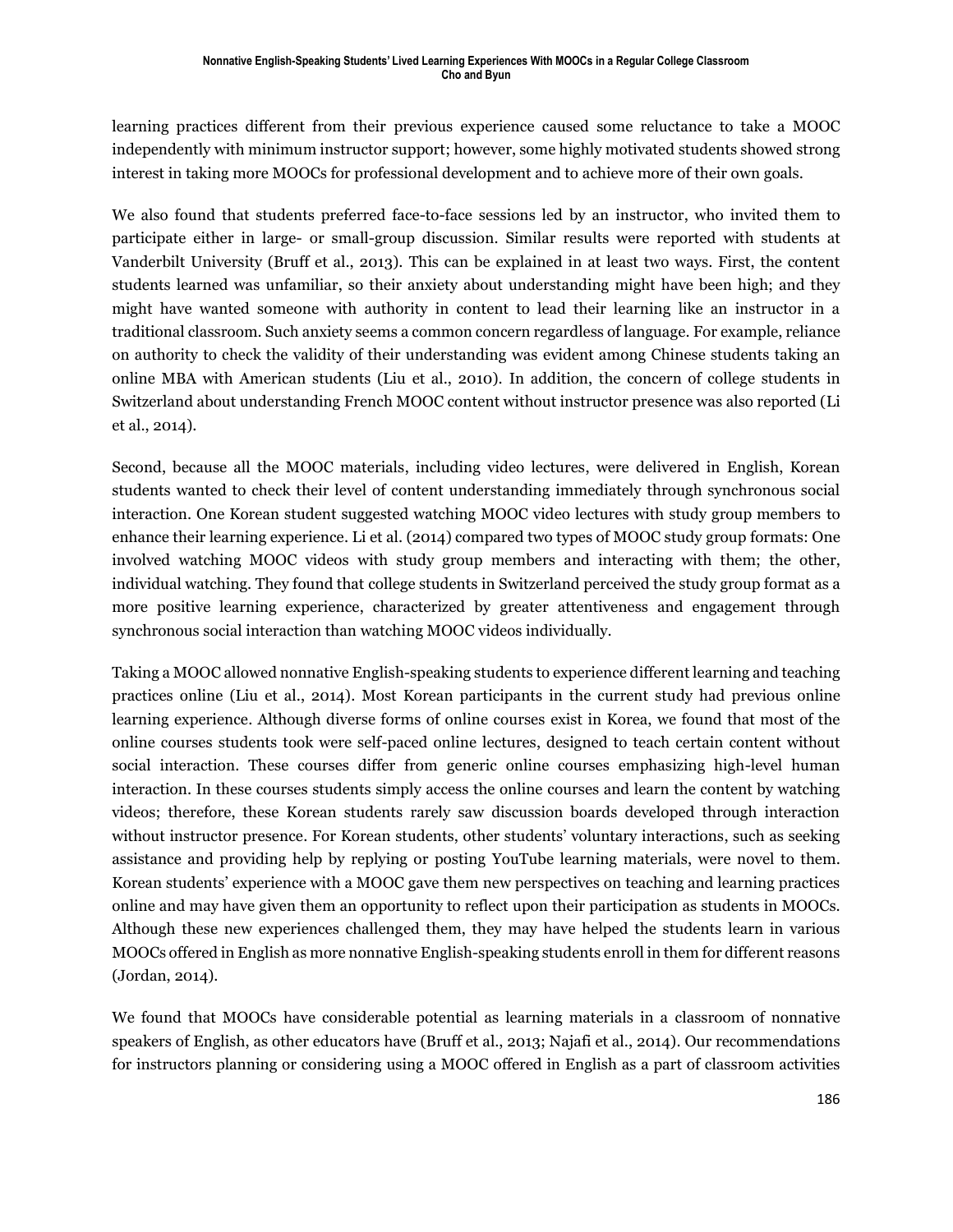learning practices different from their previous experience caused some reluctance to take a MOOC independently with minimum instructor support; however, some highly motivated students showed strong interest in taking more MOOCs for professional development and to achieve more of their own goals.

We also found that students preferred face-to-face sessions led by an instructor, who invited them to participate either in large- or small-group discussion. Similar results were reported with students at Vanderbilt University (Bruff et al., 2013). This can be explained in at least two ways. First, the content students learned was unfamiliar, so their anxiety about understanding might have been high; and they might have wanted someone with authority in content to lead their learning like an instructor in a traditional classroom. Such anxiety seems a common concern regardless of language. For example, reliance on authority to check the validity of their understanding was evident among Chinese students taking an online MBA with American students (Liu et al., 2010). In addition, the concern of college students in Switzerland about understanding French MOOC content without instructor presence was also reported (Li et al., 2014).

Second, because all the MOOC materials, including video lectures, were delivered in English, Korean students wanted to check their level of content understanding immediately through synchronous social interaction. One Korean student suggested watching MOOC video lectures with study group members to enhance their learning experience. Li et al. (2014) compared two types of MOOC study group formats: One involved watching MOOC videos with study group members and interacting with them; the other, individual watching. They found that college students in Switzerland perceived the study group format as a more positive learning experience, characterized by greater attentiveness and engagement through synchronous social interaction than watching MOOC videos individually.

Taking a MOOC allowed nonnative English-speaking students to experience different learning and teaching practices online (Liu et al., 2014). Most Korean participants in the current study had previous online learning experience. Although diverse forms of online courses exist in Korea, we found that most of the online courses students took were self-paced online lectures, designed to teach certain content without social interaction. These courses differ from generic online courses emphasizing high-level human interaction. In these courses students simply access the online courses and learn the content by watching videos; therefore, these Korean students rarely saw discussion boards developed through interaction without instructor presence. For Korean students, other students' voluntary interactions, such as seeking assistance and providing help by replying or posting YouTube learning materials, were novel to them. Korean students' experience with a MOOC gave them new perspectives on teaching and learning practices online and may have given them an opportunity to reflect upon their participation as students in MOOCs. Although these new experiences challenged them, they may have helped the students learn in various MOOCs offered in English as more nonnative English-speaking students enroll in them for different reasons (Jordan, 2014).

We found that MOOCs have considerable potential as learning materials in a classroom of nonnative speakers of English, as other educators have (Bruff et al., 2013; Najafi et al., 2014). Our recommendations for instructors planning or considering using a MOOC offered in English as a part of classroom activities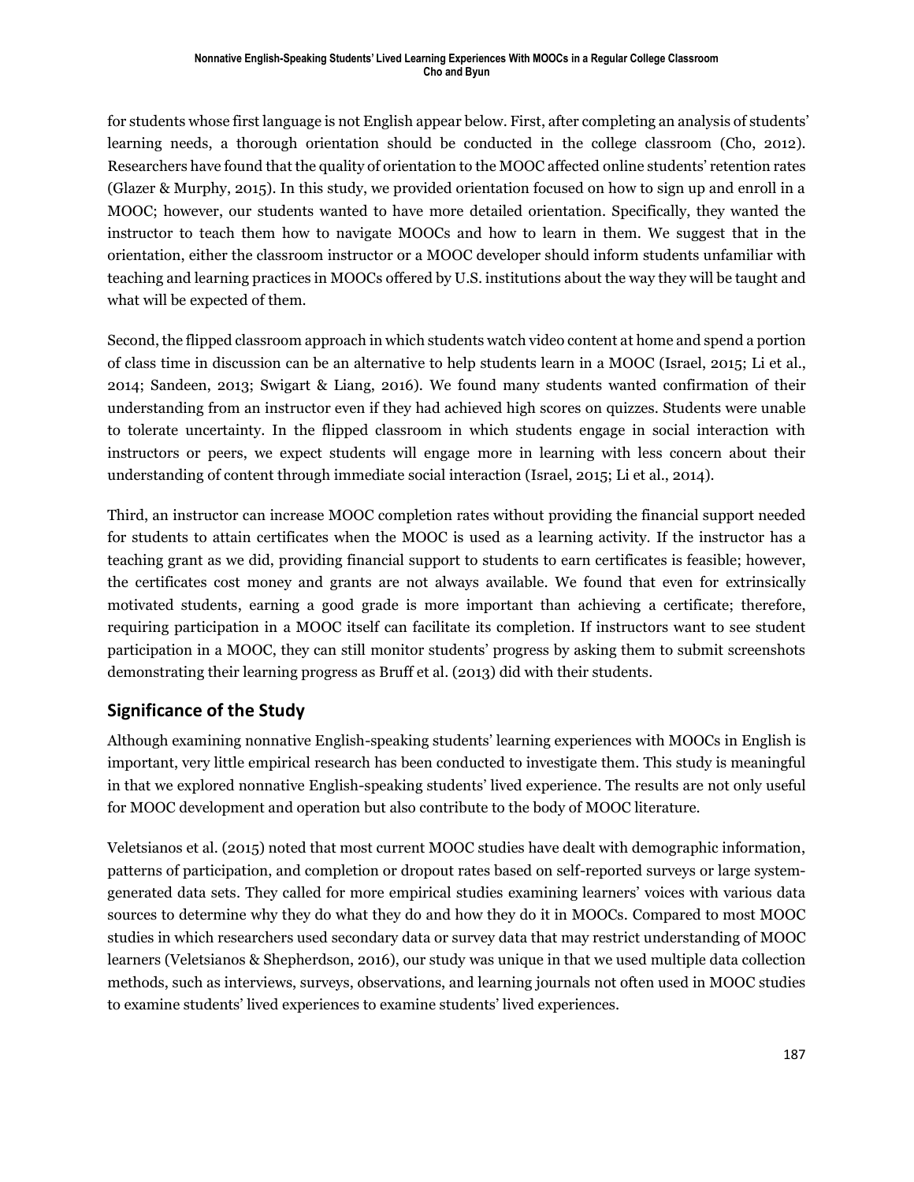for students whose first language is not English appear below. First, after completing an analysis of students' learning needs, a thorough orientation should be conducted in the college classroom (Cho, 2012). Researchers have found that the quality of orientation to the MOOC affected online students' retention rates (Glazer & Murphy, 2015). In this study, we provided orientation focused on how to sign up and enroll in a MOOC; however, our students wanted to have more detailed orientation. Specifically, they wanted the instructor to teach them how to navigate MOOCs and how to learn in them. We suggest that in the orientation, either the classroom instructor or a MOOC developer should inform students unfamiliar with teaching and learning practices in MOOCs offered by U.S. institutions about the way they will be taught and what will be expected of them.

Second, the flipped classroom approach in which students watch video content at home and spend a portion of class time in discussion can be an alternative to help students learn in a MOOC (Israel, 2015; Li et al., 2014; Sandeen, 2013; Swigart & Liang, 2016). We found many students wanted confirmation of their understanding from an instructor even if they had achieved high scores on quizzes. Students were unable to tolerate uncertainty. In the flipped classroom in which students engage in social interaction with instructors or peers, we expect students will engage more in learning with less concern about their understanding of content through immediate social interaction (Israel, 2015; Li et al., 2014).

Third, an instructor can increase MOOC completion rates without providing the financial support needed for students to attain certificates when the MOOC is used as a learning activity. If the instructor has a teaching grant as we did, providing financial support to students to earn certificates is feasible; however, the certificates cost money and grants are not always available. We found that even for extrinsically motivated students, earning a good grade is more important than achieving a certificate; therefore, requiring participation in a MOOC itself can facilitate its completion. If instructors want to see student participation in a MOOC, they can still monitor students' progress by asking them to submit screenshots demonstrating their learning progress as Bruff et al. (2013) did with their students.

## Significance of the Study

Although examining nonnative English-speaking students' learning experiences with MOOCs in English is important, very little empirical research has been conducted to investigate them. This study is meaningful in that we explored nonnative English-speaking students' lived experience. The results are not only useful for MOOC development and operation but also contribute to the body of MOOC literature.

Veletsianos et al. (2015) noted that most current MOOC studies have dealt with demographic information, patterns of participation, and completion or dropout rates based on self-reported surveys or large system-generated data sets. They called for more empirical studies examining learners' voices with various data sources to determine why they do what they do and how they do it in MOOCs. Compared to most MOOC studies in which researchers used secondary data or survey data that may restrict understanding of MOOC learners (Veletsianos & Shepherdson, 2016), our study was unique in that we used multiple data collection methods, such as interviews, surveys, observations, and learning journals not often used in MOOC studies to examine students' lived experiences to examine students' lived experiences.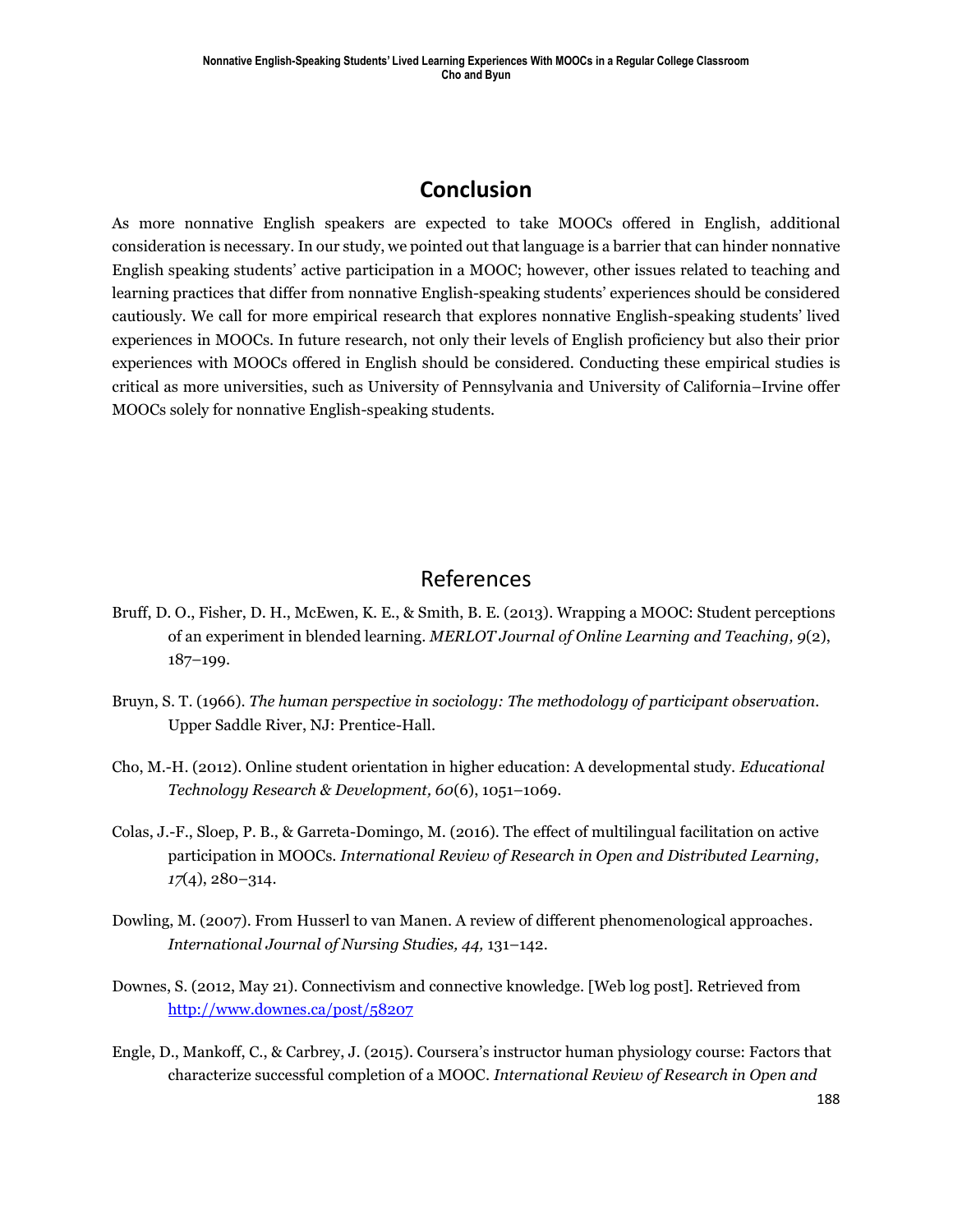## Conclusion

As more nonnative English speakers are expected to take MOOCs offered in English, additional consideration is necessary. In our study, we pointed out that language is a barrier that can hinder nonnative English speaking students' active participation in a MOOC; however, other issues related to teaching and learning practices that differ from nonnative English-speaking students' experiences should be considered cautiously. We call for more empirical research that explores nonnative English-speaking students' lived experiences in MOOCs. In future research, not only their levels of English proficiency but also their prior experiences with MOOCs offered in English should be considered. Conducting these empirical studies is critical as more universities, such as University of Pennsylvania and University of California–Irvine offer MOOCs solely for nonnative English-speaking students.

## References

Bruff, D. O., Fisher, D. H., McEwen, K. E., & Smith, B. E. (2013). Wrapping a MOOC: Student perceptions of an experiment in blended learning. *MERLOT Journal of Online Learning and Teaching, 9*(2), 187–199.

Bruyn, S. T. (1966). *The human perspective in sociology: The methodology of participant observation.* Upper Saddle River, NJ: Prentice-Hall.

Cho, M.-H. (2012). Online student orientation in higher education: A developmental study. *Educational Technology Research & Development, 60*(6), 1051–1069.

Colas, J.-F., Sloep, P. B., & Garreta-Domingo, M. (2016). The effect of multilingual facilitation on active participation in MOOCs. *International Review of Research in Open and Distributed Learning, 17*(4), 280–314.

Dowling, M. (2007). From Husserl to van Manen. A review of different phenomenological approaches. *International Journal of Nursing Studies, 44,* 131–142.

Downes, S. (2012, May 21). Connectivism and connective knowledge. [Web log post]. Retrieved from http://www.downes.ca/post/58207

Engle, D., Mankoff, C., & Carbrey, J. (2015). Coursera's instructor human physiology course: Factors that characterize successful completion of a MOOC. *International Review of Research in Open and*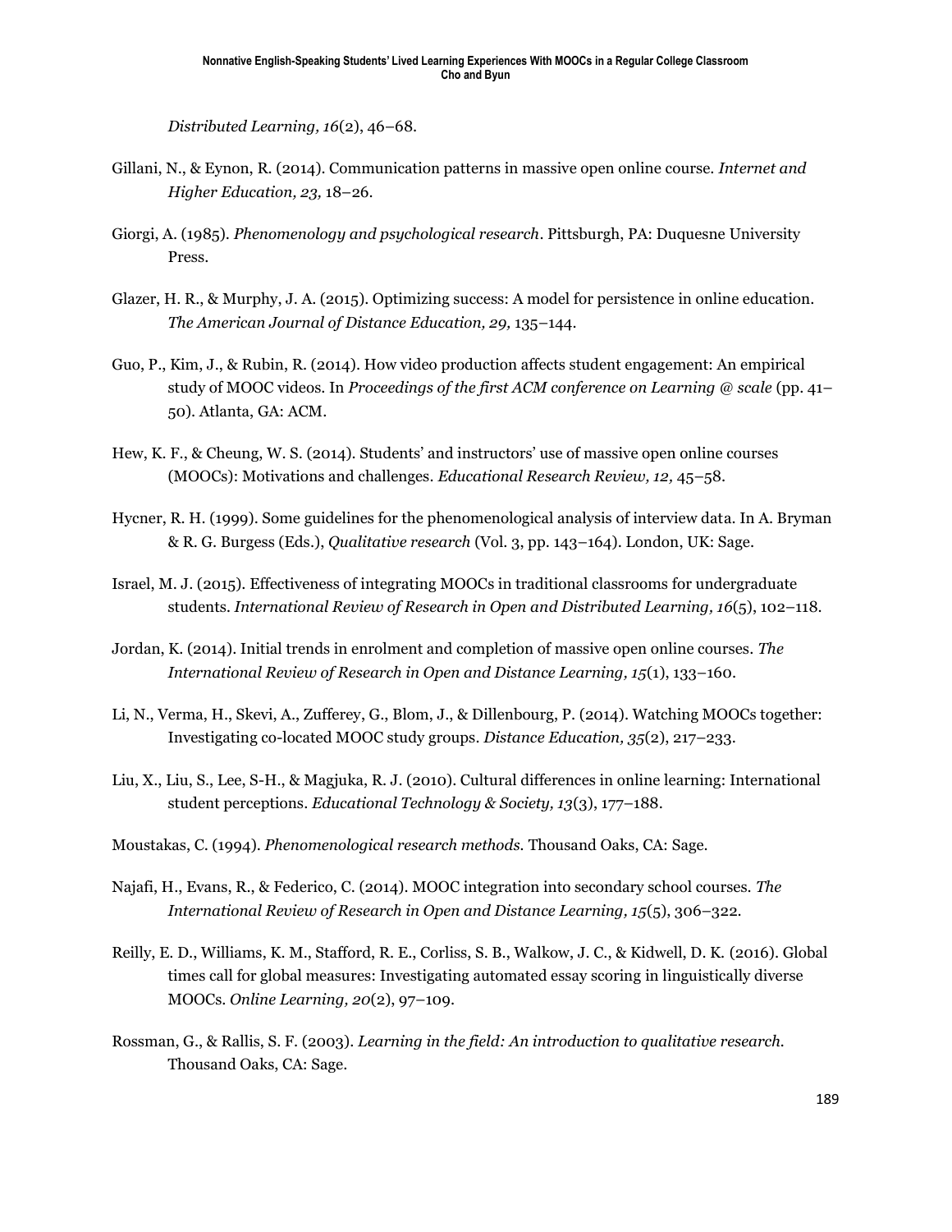*Distributed Learning, 16*(2), 46–68.

Gillani, N., & Eynon, R. (2014). Communication patterns in massive open online course. *Internet and Higher Education, 23,* 18–26.

Giorgi, A. (1985). *Phenomenology and psychological research*. Pittsburgh, PA: Duquesne University Press.

Glazer, H. R., & Murphy, J. A. (2015). Optimizing success: A model for persistence in online education. *The American Journal of Distance Education, 29,* 135–144.

Guo, P., Kim, J., & Rubin, R. (2014). How video production affects student engagement: An empirical study of MOOC videos. In *Proceedings of the first ACM conference on Learning @ scale* (pp. 41–50). Atlanta, GA: ACM.

Hew, K. F., & Cheung, W. S. (2014). Students' and instructors' use of massive open online courses (MOOCs): Motivations and challenges. *Educational Research Review, 12,* 45–58.

Hycner, R. H. (1999). Some guidelines for the phenomenological analysis of interview data. In A. Bryman & R. G. Burgess (Eds.), *Qualitative research* (Vol. 3, pp. 143–164). London, UK: Sage.

Israel, M. J. (2015). Effectiveness of integrating MOOCs in traditional classrooms for undergraduate students. *International Review of Research in Open and Distributed Learning, 16*(5), 102–118.

Jordan, K. (2014). Initial trends in enrolment and completion of massive open online courses. *The International Review of Research in Open and Distance Learning, 15*(1), 133–160.

Li, N., Verma, H., Skevi, A., Zufferey, G., Blom, J., & Dillenbourg, P. (2014). Watching MOOCs together: Investigating co-located MOOC study groups. *Distance Education, 35*(2), 217–233.

Liu, X., Liu, S., Lee, S-H., & Magjuka, R. J. (2010). Cultural differences in online learning: International student perceptions. *Educational Technology & Society, 13*(3), 177–188.

Moustakas, C. (1994). *Phenomenological research methods.* Thousand Oaks, CA: Sage.

Najafi, H., Evans, R., & Federico, C. (2014). MOOC integration into secondary school courses. *The International Review of Research in Open and Distance Learning, 15*(5), 306–322.

Reilly, E. D., Williams, K. M., Stafford, R. E., Corliss, S. B., Walkow, J. C., & Kidwell, D. K. (2016). Global times call for global measures: Investigating automated essay scoring in linguistically diverse MOOCs. *Online Learning, 20*(2), 97–109.

Rossman, G., & Rallis, S. F. (2003). *Learning in the field: An introduction to qualitative research.* Thousand Oaks, CA: Sage.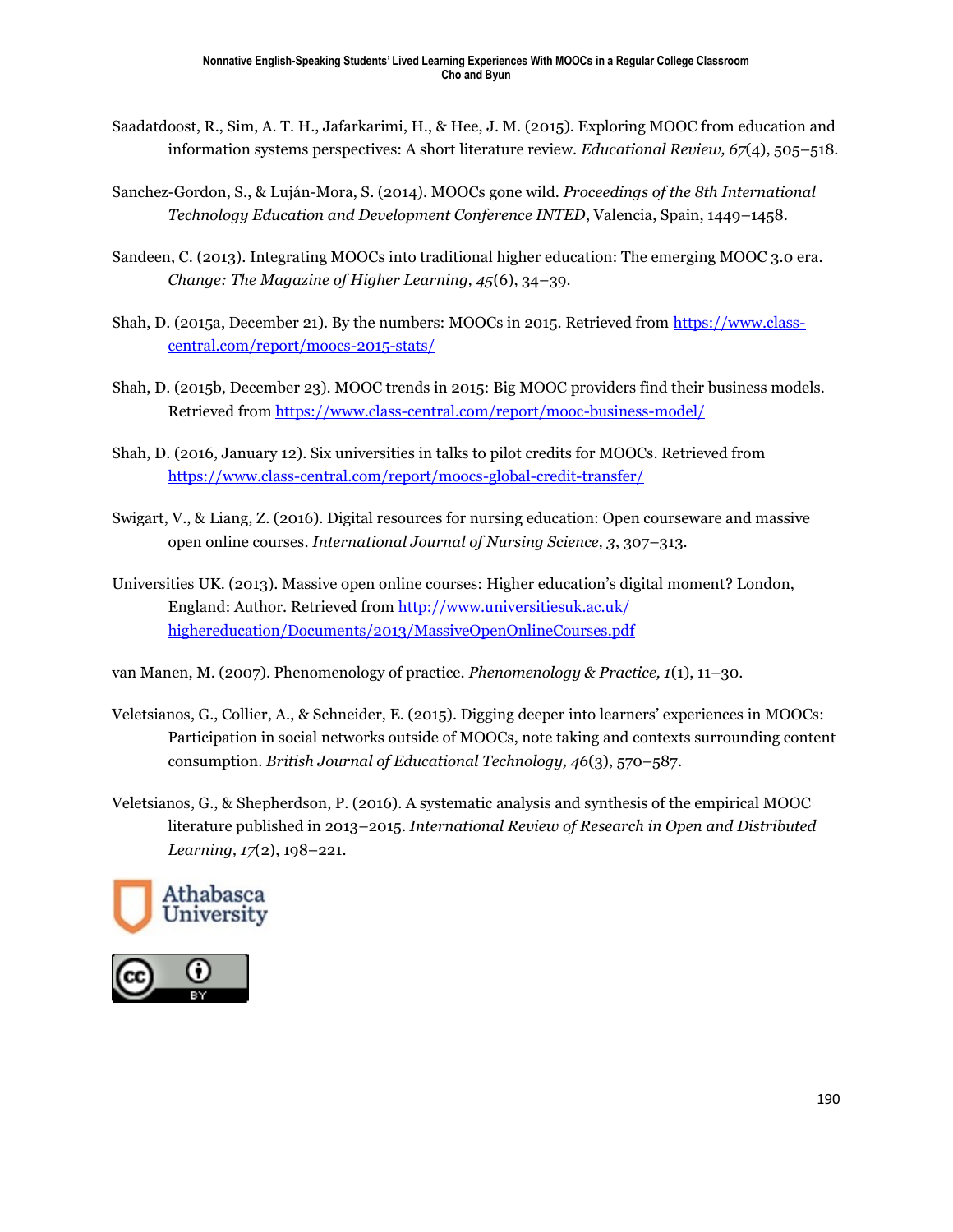Saadatdoost, R., Sim, A. T. H., Jafarkarimi, H., & Hee, J. M. (2015). Exploring MOOC from education and information systems perspectives: A short literature review. *Educational Review, 67*(4), 505–518.

Sanchez-Gordon, S., & Luján-Mora, S. (2014). MOOCs gone wild. *Proceedings of the 8th International Technology Education and Development Conference INTED*, Valencia, Spain, 1449–1458.

Sandeen, C. (2013). Integrating MOOCs into traditional higher education: The emerging MOOC 3.0 era. *Change: The Magazine of Higher Learning, 45*(6), 34–39.

Shah, D. (2015a, December 21). By the numbers: MOOCs in 2015. Retrieved from https://www.class-central.com/report/moocs-2015-stats/

Shah, D. (2015b, December 23). MOOC trends in 2015: Big MOOC providers find their business models. Retrieved from https://www.class-central.com/report/mooc-business-model/

Shah, D. (2016, January 12). Six universities in talks to pilot credits for MOOCs. Retrieved from https://www.class-central.com/report/moocs-global-credit-transfer/

Swigart, V., & Liang, Z. (2016). Digital resources for nursing education: Open courseware and massive open online courses. *International Journal of Nursing Science, 3*, 307–313.

Universities UK. (2013). Massive open online courses: Higher education's digital moment? London, England: Author. Retrieved from http://www.universitiesuk.ac.uk/highereducation/Documents/2013/MassiveOpenOnlineCourses.pdf

van Manen, M. (2007). Phenomenology of practice. *Phenomenology & Practice, 1*(1), 11–30.

Veletsianos, G., Collier, A., & Schneider, E. (2015). Digging deeper into learners' experiences in MOOCs: Participation in social networks outside of MOOCs, note taking and contexts surrounding content consumption. *British Journal of Educational Technology, 46*(3), 570–587.

Veletsianos, G., & Shepherdson, P. (2016). A systematic analysis and synthesis of the empirical MOOC literature published in 2013–2015. *International Review of Research in Open and Distributed Learning, 17*(2), 198–221.

Athabasca University